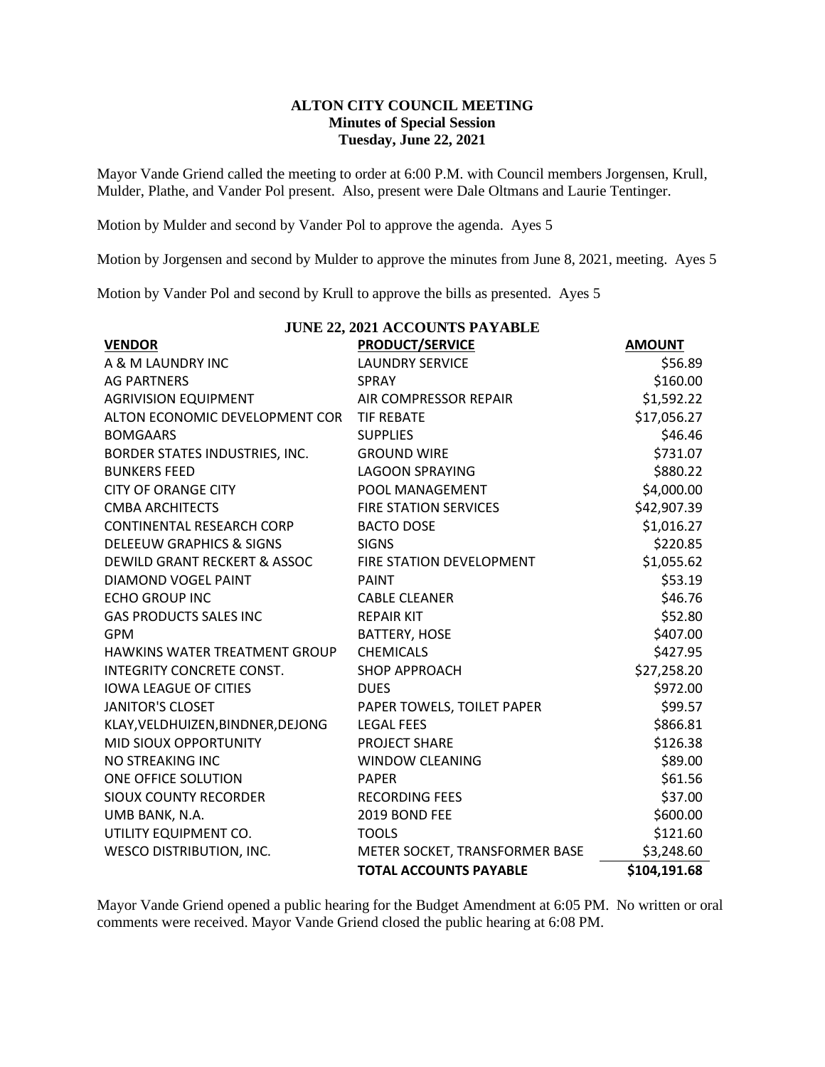# ALTON CITY COUNCIL MEETING
## Minutes of Special Session
### Tuesday, June 22, 2021

Mayor Vande Griend called the meeting to order at 6:00 P.M. with Council members Jorgensen, Krull, Mulder, Plathe, and Vander Pol present. Also, present were Dale Oltmans and Laurie Tentinger.

Motion by Mulder and second by Vander Pol to approve the agenda. Ayes 5

Motion by Jorgensen and second by Mulder to approve the minutes from June 8, 2021, meeting. Ayes 5

Motion by Vander Pol and second by Krull to approve the bills as presented. Ayes 5

**JUNE 22, 2021 ACCOUNTS PAYABLE**

| VENDOR | PRODUCT/SERVICE | AMOUNT |
|---|---|---|
| A & M LAUNDRY INC | LAUNDRY SERVICE | $56.89 |
| AG PARTNERS | SPRAY | $160.00 |
| AGRIVISION EQUIPMENT | AIR COMPRESSOR REPAIR | $1,592.22 |
| ALTON ECONOMIC DEVELOPMENT COR | TIF REBATE | $17,056.27 |
| BOMGAARS | SUPPLIES | $46.46 |
| BORDER STATES INDUSTRIES, INC. | GROUND WIRE | $731.07 |
| BUNKERS FEED | LAGOON SPRAYING | $880.22 |
| CITY OF ORANGE CITY | POOL MANAGEMENT | $4,000.00 |
| CMBA ARCHITECTS | FIRE STATION SERVICES | $42,907.39 |
| CONTINENTAL RESEARCH CORP | BACTO DOSE | $1,016.27 |
| DELEEUW GRAPHICS & SIGNS | SIGNS | $220.85 |
| DEWILD GRANT RECKERT & ASSOC | FIRE STATION DEVELOPMENT | $1,055.62 |
| DIAMOND VOGEL PAINT | PAINT | $53.19 |
| ECHO GROUP INC | CABLE CLEANER | $46.76 |
| GAS PRODUCTS SALES INC | REPAIR KIT | $52.80 |
| GPM | BATTERY, HOSE | $407.00 |
| HAWKINS WATER TREATMENT GROUP | CHEMICALS | $427.95 |
| INTEGRITY CONCRETE CONST. | SHOP APPROACH | $27,258.20 |
| IOWA LEAGUE OF CITIES | DUES | $972.00 |
| JANITOR'S CLOSET | PAPER TOWELS, TOILET PAPER | $99.57 |
| KLAY,VELDHUIZEN,BINDNER,DEJONG | LEGAL FEES | $866.81 |
| MID SIOUX OPPORTUNITY | PROJECT SHARE | $126.38 |
| NO STREAKING INC | WINDOW CLEANING | $89.00 |
| ONE OFFICE SOLUTION | PAPER | $61.56 |
| SIOUX COUNTY RECORDER | RECORDING FEES | $37.00 |
| UMB BANK, N.A. | 2019 BOND FEE | $600.00 |
| UTILITY EQUIPMENT CO. | TOOLS | $121.60 |
| WESCO DISTRIBUTION, INC. | METER SOCKET, TRANSFORMER BASE | $3,248.60 |
| | **TOTAL ACCOUNTS PAYABLE** | **$104,191.68** |

Mayor Vande Griend opened a public hearing for the Budget Amendment at 6:05 PM. No written or oral comments were received. Mayor Vande Griend closed the public hearing at 6:08 PM.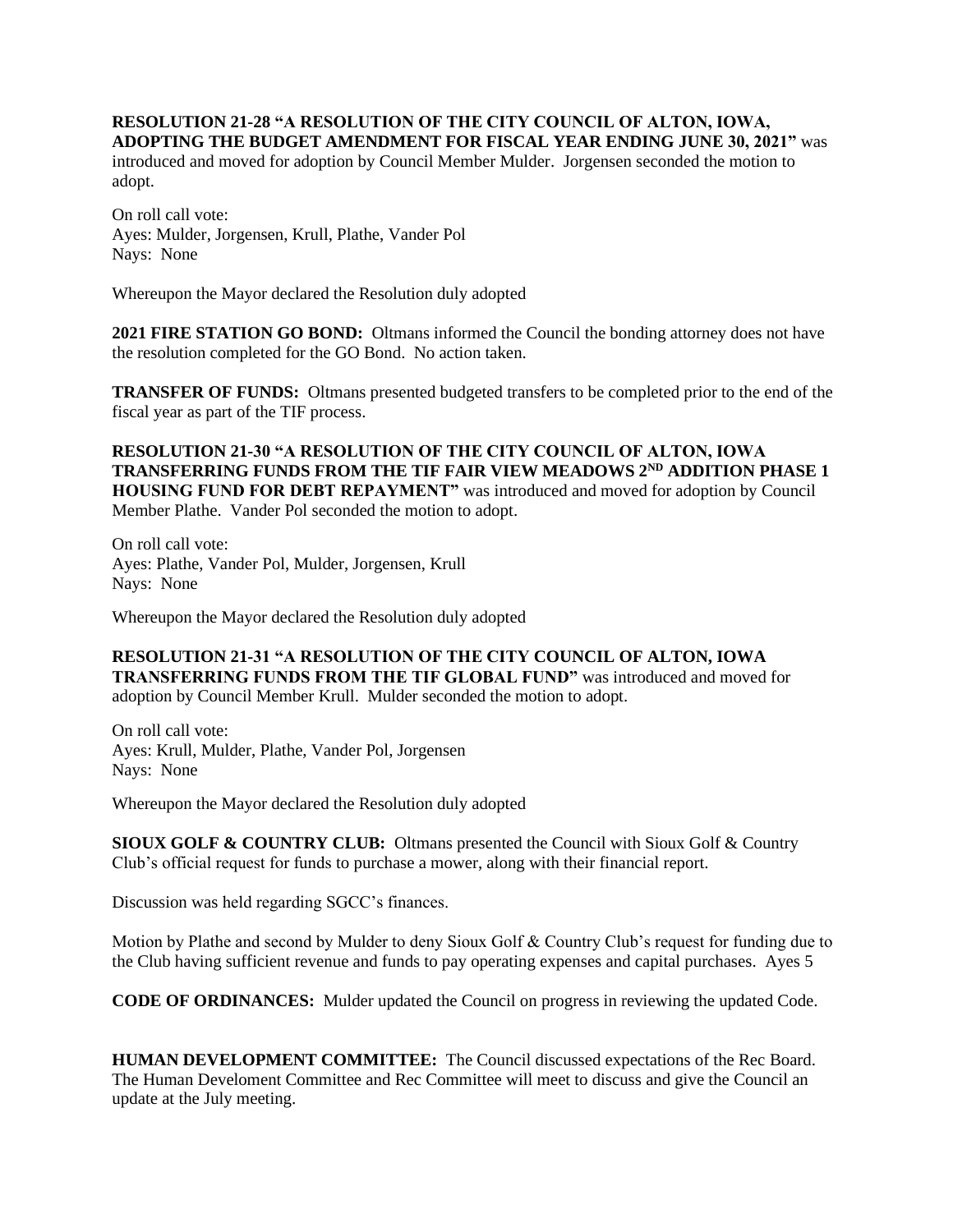**RESOLUTION 21-28 "A RESOLUTION OF THE CITY COUNCIL OF ALTON, IOWA, ADOPTING THE BUDGET AMENDMENT FOR FISCAL YEAR ENDING JUNE 30, 2021"** was introduced and moved for adoption by Council Member Mulder. Jorgensen seconded the motion to adopt.

On roll call vote:
Ayes: Mulder, Jorgensen, Krull, Plathe, Vander Pol
Nays: None

Whereupon the Mayor declared the Resolution duly adopted

**2021 FIRE STATION GO BOND:** Oltmans informed the Council the bonding attorney does not have the resolution completed for the GO Bond. No action taken.

**TRANSFER OF FUNDS:** Oltmans presented budgeted transfers to be completed prior to the end of the fiscal year as part of the TIF process.

**RESOLUTION 21-30 "A RESOLUTION OF THE CITY COUNCIL OF ALTON, IOWA TRANSFERRING FUNDS FROM THE TIF FAIR VIEW MEADOWS 2ND ADDITION PHASE 1 HOUSING FUND FOR DEBT REPAYMENT"** was introduced and moved for adoption by Council Member Plathe. Vander Pol seconded the motion to adopt.

On roll call vote:
Ayes: Plathe, Vander Pol, Mulder, Jorgensen, Krull
Nays: None

Whereupon the Mayor declared the Resolution duly adopted

**RESOLUTION 21-31 "A RESOLUTION OF THE CITY COUNCIL OF ALTON, IOWA TRANSFERRING FUNDS FROM THE TIF GLOBAL FUND"** was introduced and moved for adoption by Council Member Krull. Mulder seconded the motion to adopt.

On roll call vote:
Ayes: Krull, Mulder, Plathe, Vander Pol, Jorgensen
Nays: None

Whereupon the Mayor declared the Resolution duly adopted

**SIOUX GOLF & COUNTRY CLUB:** Oltmans presented the Council with Sioux Golf & Country Club's official request for funds to purchase a mower, along with their financial report.

Discussion was held regarding SGCC's finances.

Motion by Plathe and second by Mulder to deny Sioux Golf & Country Club's request for funding due to the Club having sufficient revenue and funds to pay operating expenses and capital purchases. Ayes 5

**CODE OF ORDINANCES:** Mulder updated the Council on progress in reviewing the updated Code.

**HUMAN DEVELOPMENT COMMITTEE:** The Council discussed expectations of the Rec Board. The Human Develoment Committee and Rec Committee will meet to discuss and give the Council an update at the July meeting.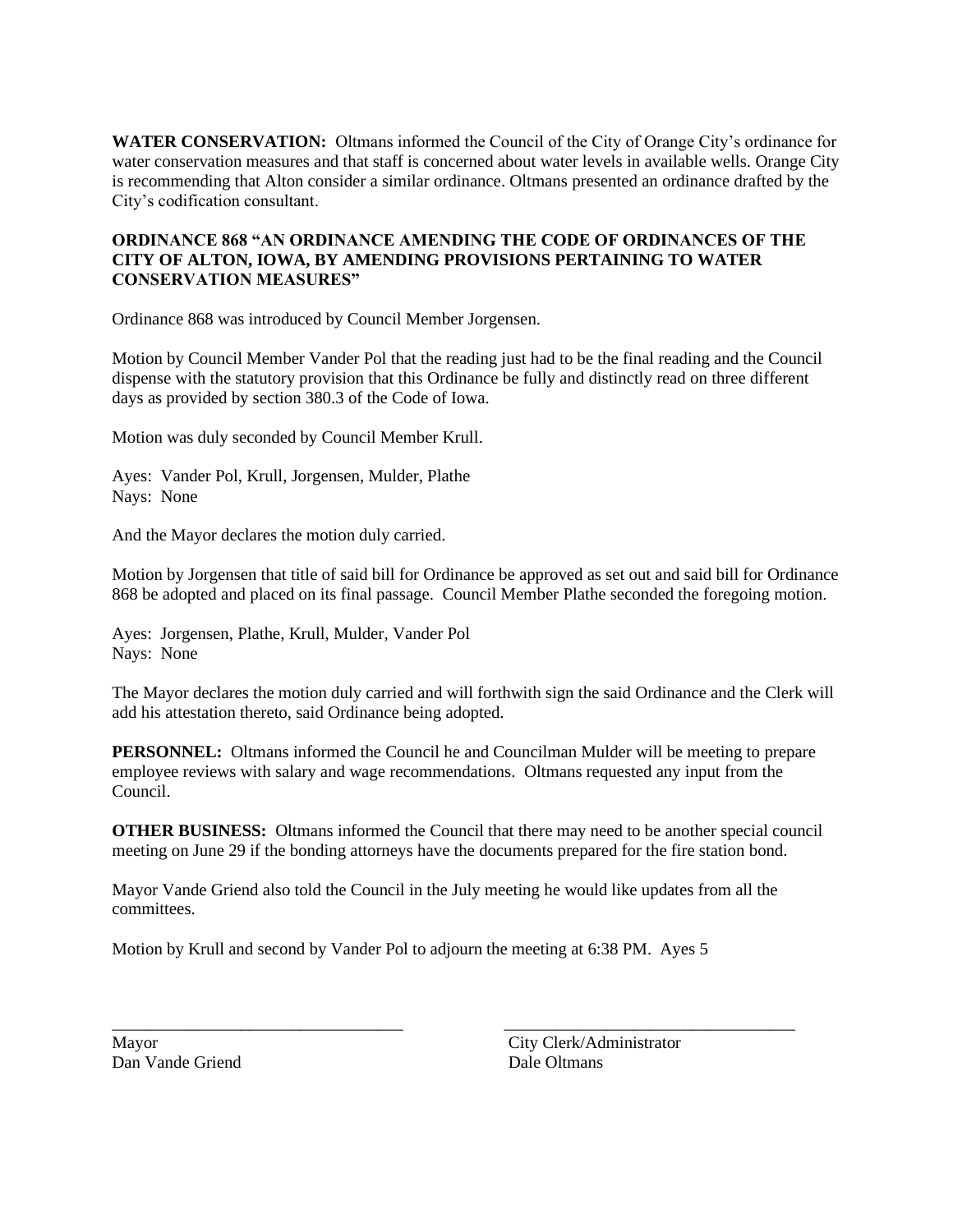**WATER CONSERVATION:** Oltmans informed the Council of the City of Orange City's ordinance for water conservation measures and that staff is concerned about water levels in available wells. Orange City is recommending that Alton consider a similar ordinance. Oltmans presented an ordinance drafted by the City's codification consultant.

**ORDINANCE 868 "AN ORDINANCE AMENDING THE CODE OF ORDINANCES OF THE CITY OF ALTON, IOWA, BY AMENDING PROVISIONS PERTAINING TO WATER CONSERVATION MEASURES"**

Ordinance 868 was introduced by Council Member Jorgensen.

Motion by Council Member Vander Pol that the reading just had to be the final reading and the Council dispense with the statutory provision that this Ordinance be fully and distinctly read on three different days as provided by section 380.3 of the Code of Iowa.

Motion was duly seconded by Council Member Krull.

Ayes: Vander Pol, Krull, Jorgensen, Mulder, Plathe
Nays: None

And the Mayor declares the motion duly carried.

Motion by Jorgensen that title of said bill for Ordinance be approved as set out and said bill for Ordinance 868 be adopted and placed on its final passage. Council Member Plathe seconded the foregoing motion.

Ayes: Jorgensen, Plathe, Krull, Mulder, Vander Pol
Nays: None

The Mayor declares the motion duly carried and will forthwith sign the said Ordinance and the Clerk will add his attestation thereto, said Ordinance being adopted.

**PERSONNEL:** Oltmans informed the Council he and Councilman Mulder will be meeting to prepare employee reviews with salary and wage recommendations. Oltmans requested any input from the Council.

**OTHER BUSINESS:** Oltmans informed the Council that there may need to be another special council meeting on June 29 if the bonding attorneys have the documents prepared for the fire station bond.

Mayor Vande Griend also told the Council in the July meeting he would like updates from all the committees.

Motion by Krull and second by Vander Pol to adjourn the meeting at 6:38 PM. Ayes 5

| | |
|---|---|
| ___________________________________ | ___________________________________ |
| Mayor | City Clerk/Administrator |
| Dan Vande Griend | Dale Oltmans |